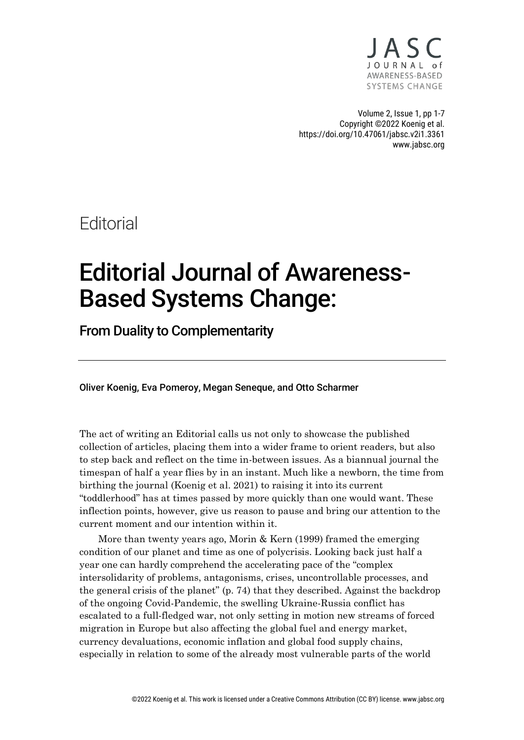Editorial

# Editorial Journal of Awareness-Based Systems Change:

## From Duality to Complementarity

Oliver Koenig, Eva Pomeroy, Megan Seneque, and Otto Scharmer

The act of writing an Editorial calls us not only to showcase the published collection of articles, placing them into a wider frame to orient readers, but also to step back and reflect on the time in-between issues. As a biannual journal the timespan of half a year flies by in an instant. Much like a newborn, the time from birthing the journal (Koenig et al. 2021) to raising it into its current "toddlerhood" has at times passed by more quickly than one would want. These inflection points, however, give us reason to pause and bring our attention to the current moment and our intention within it.

More than twenty years ago, Morin & Kern (1999) framed the emerging condition of our planet and time as one of polycrisis. Looking back just half a year one can hardly comprehend the accelerating pace of the "complex intersolidarity of problems, antagonisms, crises, uncontrollable processes, and the general crisis of the planet" (p. 74) that they described. Against the backdrop of the ongoing Covid-Pandemic, the swelling Ukraine-Russia conflict has escalated to a full-fledged war, not only setting in motion new streams of forced migration in Europe but also affecting the global fuel and energy market, currency devaluations, economic inflation and global food supply chains, especially in relation to some of the already most vulnerable parts of the world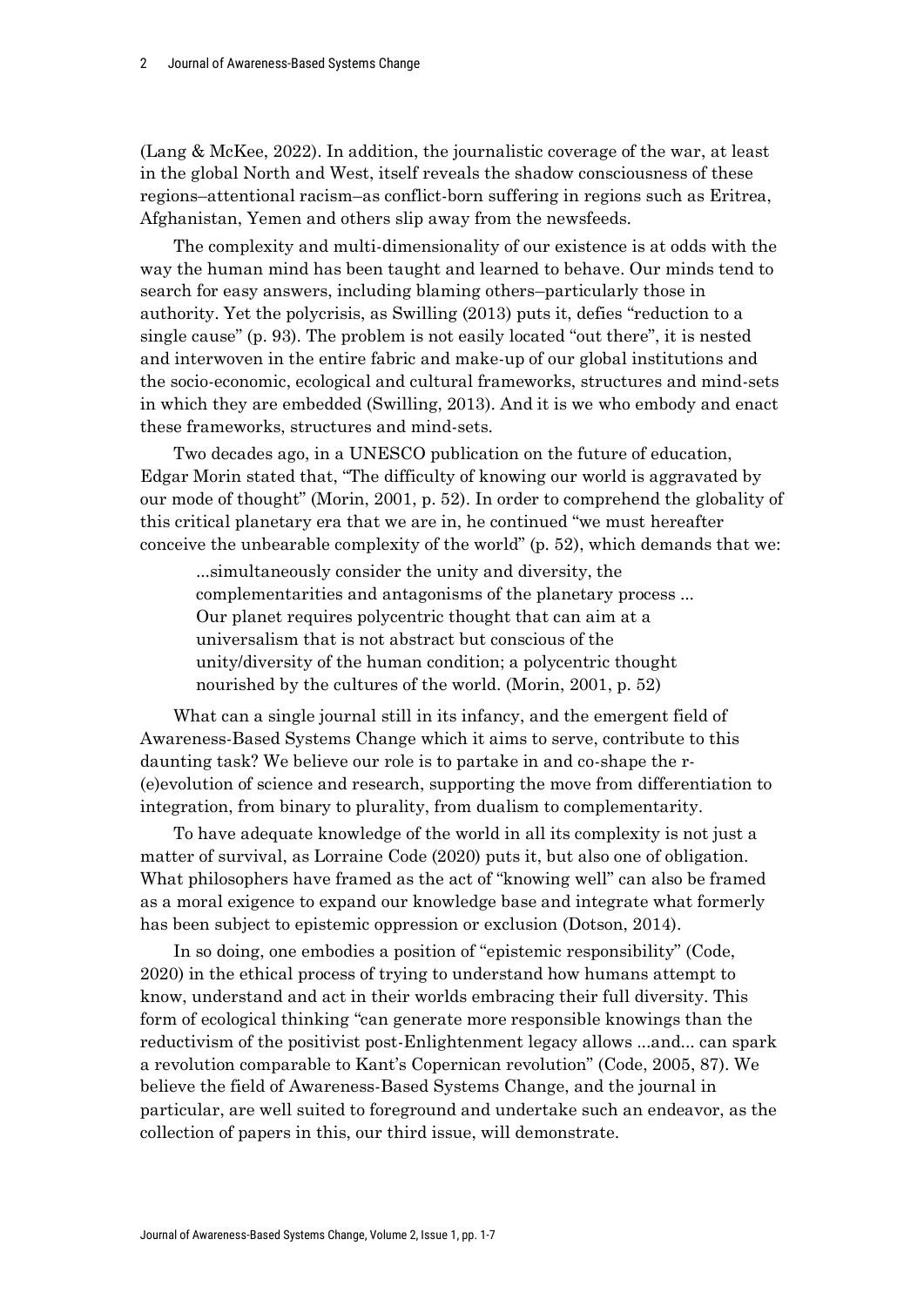(Lang & McKee, 2022). In addition, the journalistic coverage of the war, at least in the global North and West, itself reveals the shadow consciousness of these regions–attentional racism–as conflict-born suffering in regions such as Eritrea, Afghanistan, Yemen and others slip away from the newsfeeds.

The complexity and multi-dimensionality of our existence is at odds with the way the human mind has been taught and learned to behave. Our minds tend to search for easy answers, including blaming others–particularly those in authority. Yet the polycrisis, as Swilling (2013) puts it, defies "reduction to a single cause" (p. 93). The problem is not easily located "out there", it is nested and interwoven in the entire fabric and make-up of our global institutions and the socio-economic, ecological and cultural frameworks, structures and mind-sets in which they are embedded (Swilling, 2013). And it is we who embody and enact these frameworks, structures and mind-sets.

Two decades ago, in a UNESCO publication on the future of education, Edgar Morin stated that, "The difficulty of knowing our world is aggravated by our mode of thought" (Morin, 2001, p. 52). In order to comprehend the globality of this critical planetary era that we are in, he continued "we must hereafter conceive the unbearable complexity of the world" (p. 52), which demands that we:

> ...simultaneously consider the unity and diversity, the complementarities and antagonisms of the planetary process ... Our planet requires polycentric thought that can aim at a universalism that is not abstract but conscious of the unity/diversity of the human condition; a polycentric thought nourished by the cultures of the world. (Morin, 2001, p. 52)

What can a single journal still in its infancy, and the emergent field of Awareness-Based Systems Change which it aims to serve, contribute to this daunting task? We believe our role is to partake in and co-shape the r-(e)evolution of science and research, supporting the move from differentiation to integration, from binary to plurality, from dualism to complementarity.

To have adequate knowledge of the world in all its complexity is not just a matter of survival, as Lorraine Code (2020) puts it, but also one of obligation. What philosophers have framed as the act of "knowing well" can also be framed as a moral exigence to expand our knowledge base and integrate what formerly has been subject to epistemic oppression or exclusion (Dotson, 2014).

In so doing, one embodies a position of "epistemic responsibility" (Code, 2020) in the ethical process of trying to understand how humans attempt to know, understand and act in their worlds embracing their full diversity. This form of ecological thinking "can generate more responsible knowings than the reductivism of the positivist post-Enlightenment legacy allows ...and... can spark a revolution comparable to Kant's Copernican revolution" (Code, 2005, 87). We believe the field of Awareness-Based Systems Change, and the journal in particular, are well suited to foreground and undertake such an endeavor, as the collection of papers in this, our third issue, will demonstrate.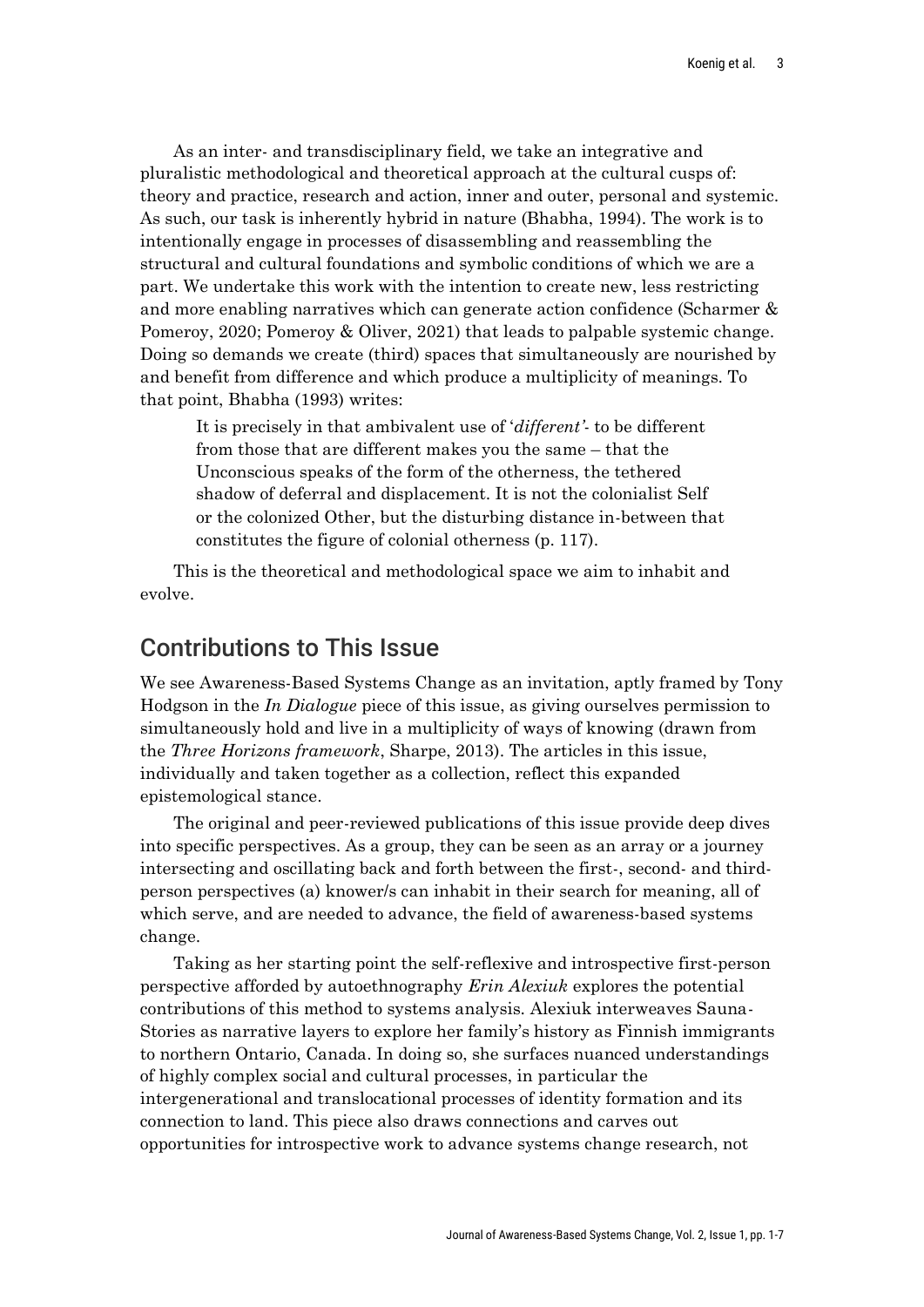As an inter- and transdisciplinary field, we take an integrative and pluralistic methodological and theoretical approach at the cultural cusps of: theory and practice, research and action, inner and outer, personal and systemic. As such, our task is inherently hybrid in nature (Bhabha, 1994). The work is to intentionally engage in processes of disassembling and reassembling the structural and cultural foundations and symbolic conditions of which we are a part. We undertake this work with the intention to create new, less restricting and more enabling narratives which can generate action confidence (Scharmer & Pomeroy, 2020; Pomeroy & Oliver, 2021) that leads to palpable systemic change. Doing so demands we create (third) spaces that simultaneously are nourished by and benefit from difference and which produce a multiplicity of meanings. To that point, Bhabha (1993) writes:

> It is precisely in that ambivalent use of '*different'*- to be different from those that are different makes you the same – that the Unconscious speaks of the form of the otherness, the tethered shadow of deferral and displacement. It is not the colonialist Self or the colonized Other, but the disturbing distance in-between that constitutes the figure of colonial otherness (p. 117).

This is the theoretical and methodological space we aim to inhabit and evolve.

## Contributions to This Issue

We see Awareness-Based Systems Change as an invitation, aptly framed by Tony Hodgson in the *In Dialogue* piece of this issue, as giving ourselves permission to simultaneously hold and live in a multiplicity of ways of knowing (drawn from the *Three Horizons framework*, Sharpe, 2013). The articles in this issue, individually and taken together as a collection, reflect this expanded epistemological stance.

The original and peer-reviewed publications of this issue provide deep dives into specific perspectives. As a group, they can be seen as an array or a journey intersecting and oscillating back and forth between the first-, second- and third-person perspectives (a) knower/s can inhabit in their search for meaning, all of which serve, and are needed to advance, the field of awareness-based systems change.

Taking as her starting point the self-reflexive and introspective first-person perspective afforded by autoethnography *Erin Alexiuk* explores the potential contributions of this method to systems analysis. Alexiuk interweaves Sauna-Stories as narrative layers to explore her family's history as Finnish immigrants to northern Ontario, Canada. In doing so, she surfaces nuanced understandings of highly complex social and cultural processes, in particular the intergenerational and translocational processes of identity formation and its connection to land. This piece also draws connections and carves out opportunities for introspective work to advance systems change research, not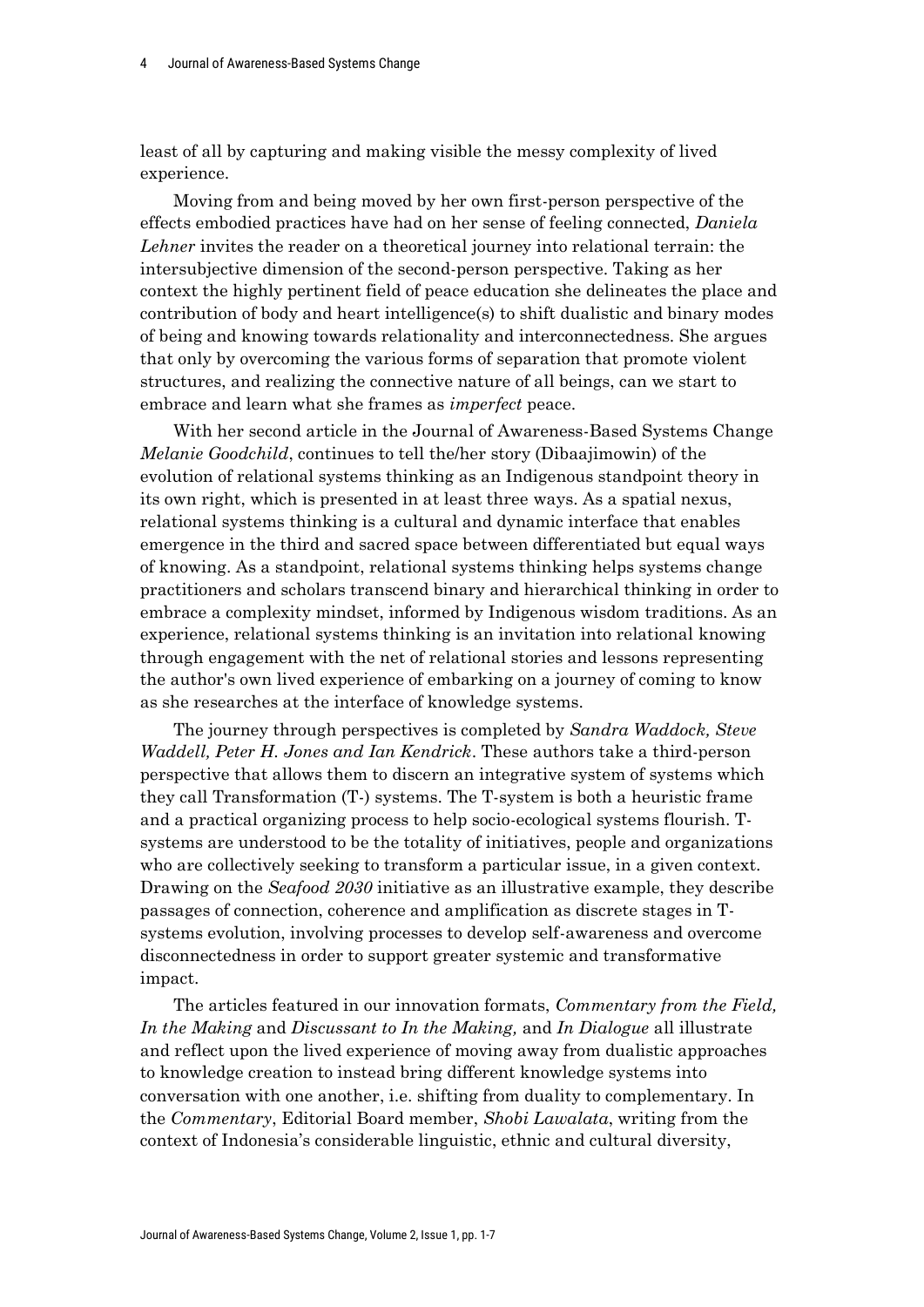least of all by capturing and making visible the messy complexity of lived experience.

Moving from and being moved by her own first-person perspective of the effects embodied practices have had on her sense of feeling connected, *Daniela Lehner* invites the reader on a theoretical journey into relational terrain: the intersubjective dimension of the second-person perspective. Taking as her context the highly pertinent field of peace education she delineates the place and contribution of body and heart intelligence(s) to shift dualistic and binary modes of being and knowing towards relationality and interconnectedness. She argues that only by overcoming the various forms of separation that promote violent structures, and realizing the connective nature of all beings, can we start to embrace and learn what she frames as *imperfect* peace.

With her second article in the Journal of Awareness-Based Systems Change *Melanie Goodchild*, continues to tell the/her story (Dibaajimowin) of the evolution of relational systems thinking as an Indigenous standpoint theory in its own right, which is presented in at least three ways. As a spatial nexus, relational systems thinking is a cultural and dynamic interface that enables emergence in the third and sacred space between differentiated but equal ways of knowing. As a standpoint, relational systems thinking helps systems change practitioners and scholars transcend binary and hierarchical thinking in order to embrace a complexity mindset, informed by Indigenous wisdom traditions. As an experience, relational systems thinking is an invitation into relational knowing through engagement with the net of relational stories and lessons representing the author's own lived experience of embarking on a journey of coming to know as she researches at the interface of knowledge systems.

The journey through perspectives is completed by *Sandra Waddock, Steve Waddell, Peter H. Jones and Ian Kendrick*. These authors take a third-person perspective that allows them to discern an integrative system of systems which they call Transformation (T-) systems. The T-system is both a heuristic frame and a practical organizing process to help socio-ecological systems flourish. T-systems are understood to be the totality of initiatives, people and organizations who are collectively seeking to transform a particular issue, in a given context. Drawing on the *Seafood 2030* initiative as an illustrative example, they describe passages of connection, coherence and amplification as discrete stages in T-systems evolution, involving processes to develop self-awareness and overcome disconnectedness in order to support greater systemic and transformative impact.

The articles featured in our innovation formats, *Commentary from the Field, In the Making* and *Discussant to In the Making,* and *In Dialogue* all illustrate and reflect upon the lived experience of moving away from dualistic approaches to knowledge creation to instead bring different knowledge systems into conversation with one another, i.e. shifting from duality to complementary. In the *Commentary*, Editorial Board member, *Shobi Lawalata*, writing from the context of Indonesia's considerable linguistic, ethnic and cultural diversity,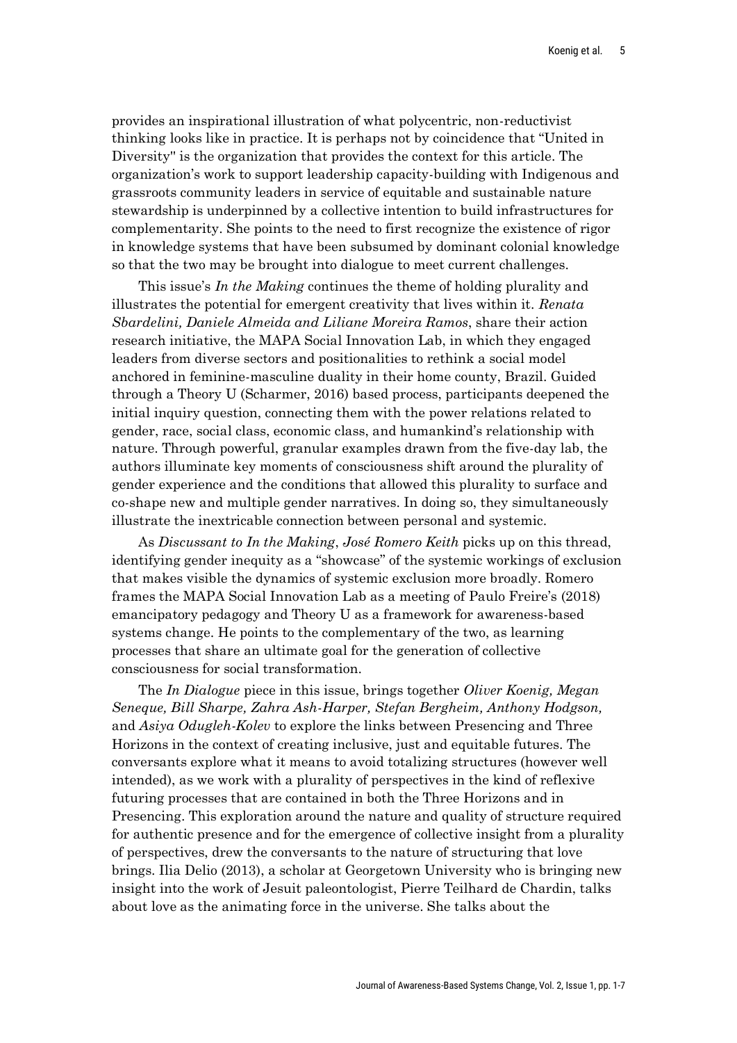provides an inspirational illustration of what polycentric, non-reductivist thinking looks like in practice. It is perhaps not by coincidence that "United in Diversity" is the organization that provides the context for this article. The organization's work to support leadership capacity-building with Indigenous and grassroots community leaders in service of equitable and sustainable nature stewardship is underpinned by a collective intention to build infrastructures for complementarity. She points to the need to first recognize the existence of rigor in knowledge systems that have been subsumed by dominant colonial knowledge so that the two may be brought into dialogue to meet current challenges.

This issue's *In the Making* continues the theme of holding plurality and illustrates the potential for emergent creativity that lives within it. *Renata Sbardelini, Daniele Almeida and Liliane Moreira Ramos*, share their action research initiative, the MAPA Social Innovation Lab, in which they engaged leaders from diverse sectors and positionalities to rethink a social model anchored in feminine-masculine duality in their home county, Brazil. Guided through a Theory U (Scharmer, 2016) based process, participants deepened the initial inquiry question, connecting them with the power relations related to gender, race, social class, economic class, and humankind's relationship with nature. Through powerful, granular examples drawn from the five-day lab, the authors illuminate key moments of consciousness shift around the plurality of gender experience and the conditions that allowed this plurality to surface and co-shape new and multiple gender narratives. In doing so, they simultaneously illustrate the inextricable connection between personal and systemic.

As *Discussant to In the Making*, *José Romero Keith* picks up on this thread, identifying gender inequity as a "showcase" of the systemic workings of exclusion that makes visible the dynamics of systemic exclusion more broadly. Romero frames the MAPA Social Innovation Lab as a meeting of Paulo Freire's (2018) emancipatory pedagogy and Theory U as a framework for awareness-based systems change. He points to the complementary of the two, as learning processes that share an ultimate goal for the generation of collective consciousness for social transformation.

The *In Dialogue* piece in this issue, brings together *Oliver Koenig, Megan Seneque, Bill Sharpe, Zahra Ash-Harper, Stefan Bergheim, Anthony Hodgson,* and *Asiya Odugleh-Kolev* to explore the links between Presencing and Three Horizons in the context of creating inclusive, just and equitable futures. The conversants explore what it means to avoid totalizing structures (however well intended), as we work with a plurality of perspectives in the kind of reflexive futuring processes that are contained in both the Three Horizons and in Presencing. This exploration around the nature and quality of structure required for authentic presence and for the emergence of collective insight from a plurality of perspectives, drew the conversants to the nature of structuring that love brings. Ilia Delio (2013), a scholar at Georgetown University who is bringing new insight into the work of Jesuit paleontologist, Pierre Teilhard de Chardin, talks about love as the animating force in the universe. She talks about the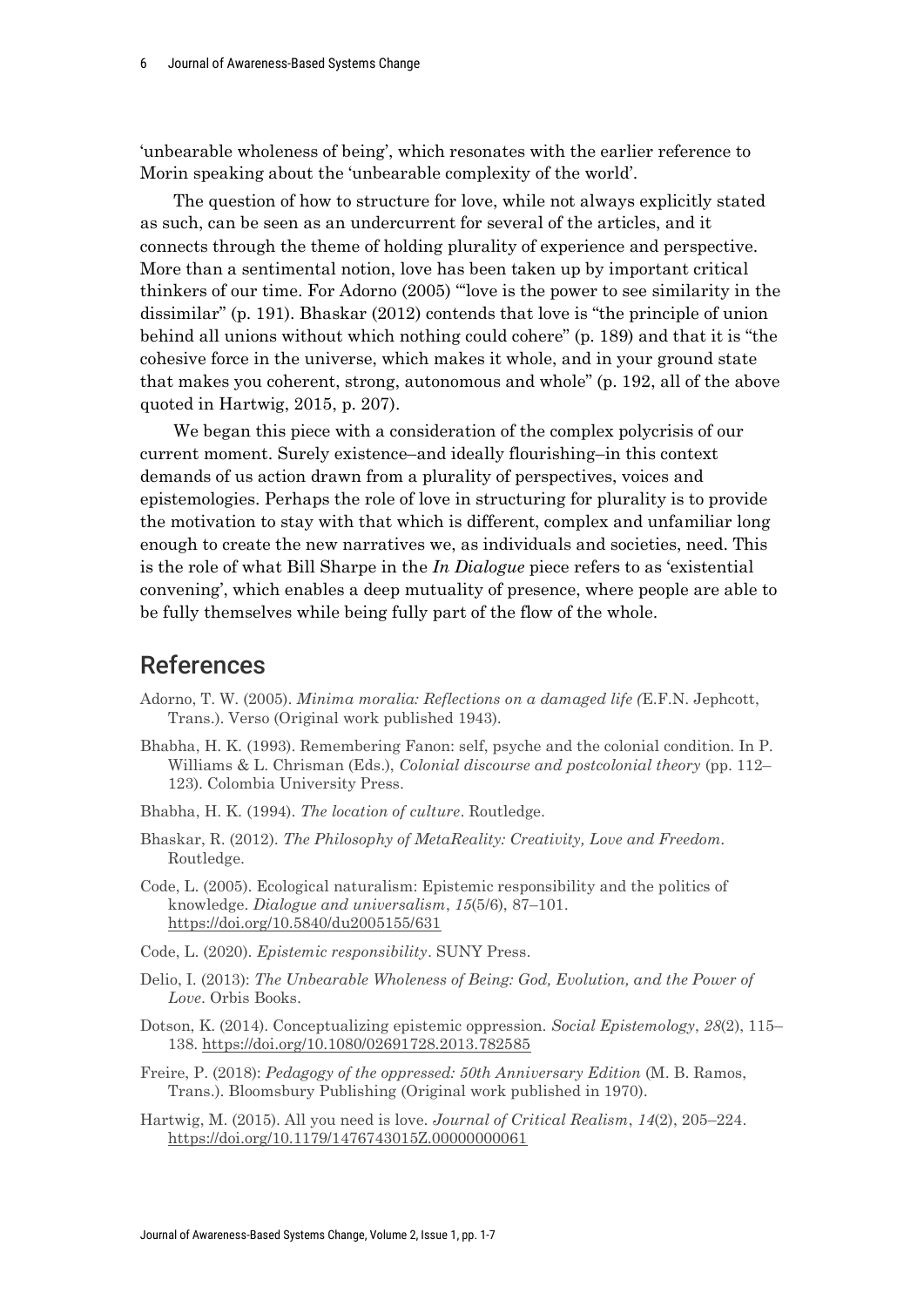'unbearable wholeness of being', which resonates with the earlier reference to Morin speaking about the 'unbearable complexity of the world'.

The question of how to structure for love, while not always explicitly stated as such, can be seen as an undercurrent for several of the articles, and it connects through the theme of holding plurality of experience and perspective. More than a sentimental notion, love has been taken up by important critical thinkers of our time. For Adorno (2005) "'love is the power to see similarity in the dissimilar" (p. 191). Bhaskar (2012) contends that love is "the principle of union behind all unions without which nothing could cohere" (p. 189) and that it is "the cohesive force in the universe, which makes it whole, and in your ground state that makes you coherent, strong, autonomous and whole" (p. 192, all of the above quoted in Hartwig, 2015, p. 207).

We began this piece with a consideration of the complex polycrisis of our current moment. Surely existence–and ideally flourishing–in this context demands of us action drawn from a plurality of perspectives, voices and epistemologies. Perhaps the role of love in structuring for plurality is to provide the motivation to stay with that which is different, complex and unfamiliar long enough to create the new narratives we, as individuals and societies, need. This is the role of what Bill Sharpe in the *In Dialogue* piece refers to as 'existential convening', which enables a deep mutuality of presence, where people are able to be fully themselves while being fully part of the flow of the whole.

## References

Adorno, T. W. (2005). *Minima moralia: Reflections on a damaged life (*E.F.N. Jephcott, Trans.). Verso (Original work published 1943).

Bhabha, H. K. (1993). Remembering Fanon: self, psyche and the colonial condition. In P. Williams & L. Chrisman (Eds.), *Colonial discourse and postcolonial theory* (pp. 112–123). Colombia University Press.

Bhabha, H. K. (1994). *The location of culture*. Routledge.

Bhaskar, R. (2012). *The Philosophy of MetaReality: Creativity, Love and Freedom*. Routledge.

Code, L. (2005). Ecological naturalism: Epistemic responsibility and the politics of knowledge. *Dialogue and universalism*, *15*(5/6), 87–101. https://doi.org/10.5840/du2005155/631

Code, L. (2020). *Epistemic responsibility*. SUNY Press.

Delio, I. (2013): *The Unbearable Wholeness of Being: God, Evolution, and the Power of Love*. Orbis Books.

Dotson, K. (2014). Conceptualizing epistemic oppression. *Social Epistemology*, *28*(2), 115–138. https://doi.org/10.1080/02691728.2013.782585

Freire, P. (2018): *Pedagogy of the oppressed: 50th Anniversary Edition* (M. B. Ramos, Trans.). Bloomsbury Publishing (Original work published in 1970).

Hartwig, M. (2015). All you need is love. *Journal of Critical Realism*, *14*(2), 205–224. https://doi.org/10.1179/1476743015Z.00000000061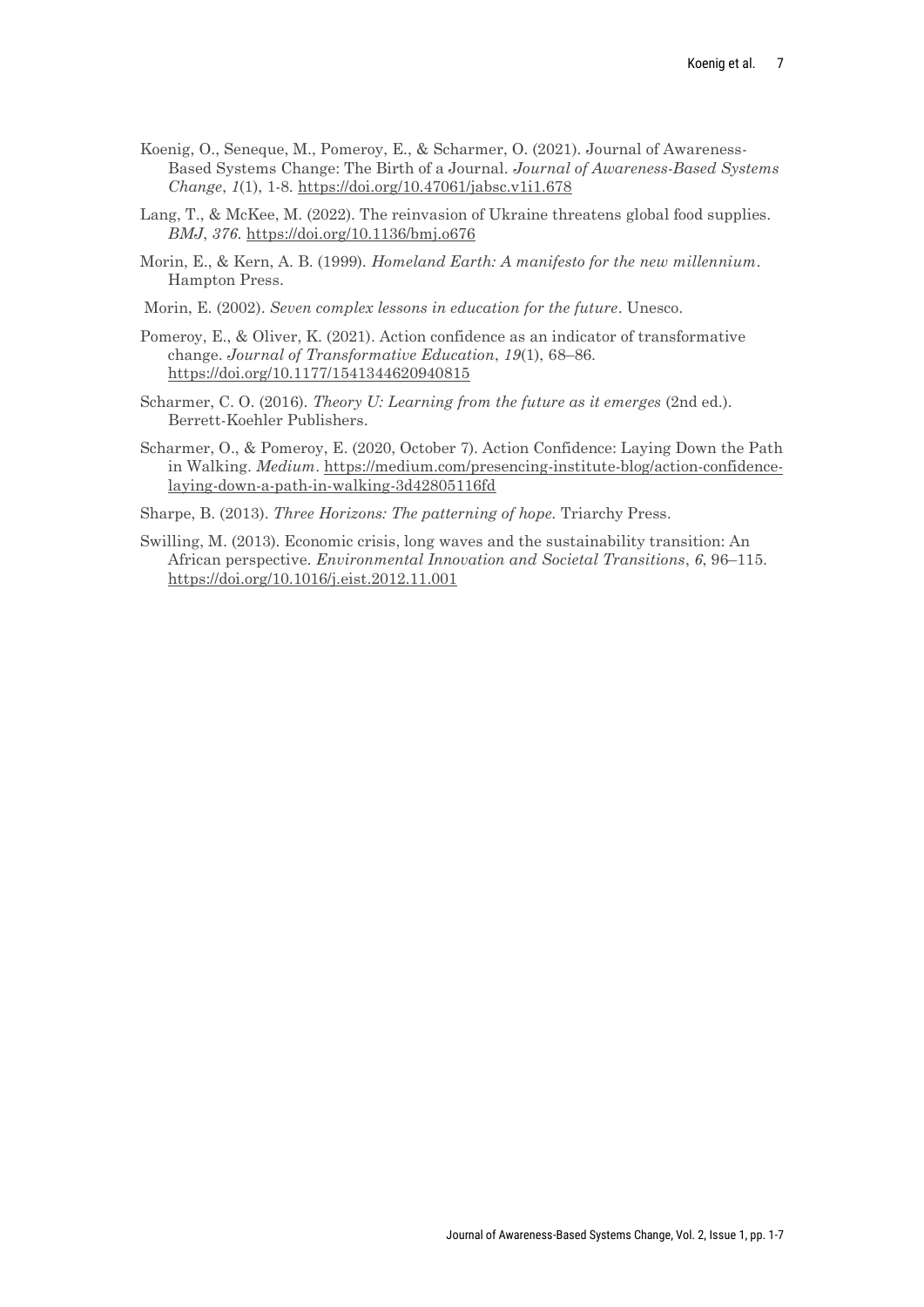Koenig, O., Seneque, M., Pomeroy, E., & Scharmer, O. (2021). Journal of Awareness-Based Systems Change: The Birth of a Journal. *Journal of Awareness-Based Systems Change*, *1*(1), 1-8. https://doi.org/10.47061/jabsc.v1i1.678

Lang, T., & McKee, M. (2022). The reinvasion of Ukraine threatens global food supplies. *BMJ*, *376*. https://doi.org/10.1136/bmj.o676

Morin, E., & Kern, A. B. (1999). *Homeland Earth: A manifesto for the new millennium*. Hampton Press.

Morin, E. (2002). *Seven complex lessons in education for the future*. Unesco.

Pomeroy, E., & Oliver, K. (2021). Action confidence as an indicator of transformative change. *Journal of Transformative Education*, *19*(1), 68–86. https://doi.org/10.1177/1541344620940815

Scharmer, C. O. (2016). *Theory U: Learning from the future as it emerges* (2nd ed.). Berrett-Koehler Publishers.

Scharmer, O., & Pomeroy, E. (2020, October 7). Action Confidence: Laying Down the Path in Walking. *Medium*. https://medium.com/presencing-institute-blog/action-confidence-laying-down-a-path-in-walking-3d42805116fd

Sharpe, B. (2013). *Three Horizons: The patterning of hope.* Triarchy Press.

Swilling, M. (2013). Economic crisis, long waves and the sustainability transition: An African perspective. *Environmental Innovation and Societal Transitions*, *6*, 96–115. https://doi.org/10.1016/j.eist.2012.11.001